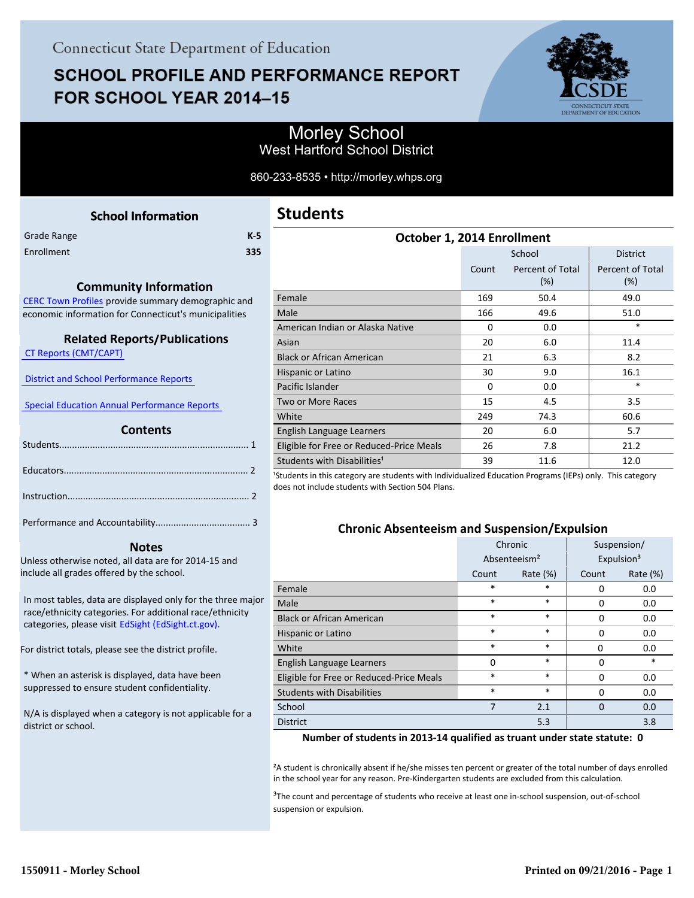Connecticut State Department of Education

# SCHOOL PROFILE AND PERFORMANCE REPORT FOR SCHOOL YEAR 2014–15

## Morley School
West Hartford School District

860-233-8535 • http://morley.whps.org

### School Information

| | |
|---|---|
| Grade Range | K-5 |
| Enrollment | 335 |

### Community Information

CERC Town Profiles provide summary demographic and economic information for Connecticut's municipalities

### Related Reports/Publications

CT Reports (CMT/CAPT)

District and School Performance Reports

Special Education Annual Performance Reports

### Contents

Students........................................................................ 1

Educators...................................................................... 2

Instruction..................................................................... 2

Performance and Accountability.................................... 3

### Notes

Unless otherwise noted, all data are for 2014-15 and include all grades offered by the school.

In most tables, data are displayed only for the three major race/ethnicity categories. For additional race/ethnicity categories, please visit EdSight (EdSight.ct.gov).

For district totals, please see the district profile.

* When an asterisk is displayed, data have been suppressed to ensure student confidentiality.

N/A is displayed when a category is not applicable for a district or school.

## Students

### October 1, 2014 Enrollment

| | School | | District |
|---|---|---|---|
| | Count | Percent of Total (%) | Percent of Total (%) |
| Female | 169 | 50.4 | 49.0 |
| Male | 166 | 49.6 | 51.0 |
| American Indian or Alaska Native | 0 | 0.0 | * |
| Asian | 20 | 6.0 | 11.4 |
| Black or African American | 21 | 6.3 | 8.2 |
| Hispanic or Latino | 30 | 9.0 | 16.1 |
| Pacific Islander | 0 | 0.0 | * |
| Two or More Races | 15 | 4.5 | 3.5 |
| White | 249 | 74.3 | 60.6 |
| English Language Learners | 20 | 6.0 | 5.7 |
| Eligible for Free or Reduced-Price Meals | 26 | 7.8 | 21.2 |
| Students with Disabilities[1] | 39 | 11.6 | 12.0 |

[1]Students in this category are students with Individualized Education Programs (IEPs) only. This category does not include students with Section 504 Plans.

### Chronic Absenteeism and Suspension/Expulsion

| | Chronic Absenteeism[2] | | Suspension/ Expulsion[3] | |
|---|---|---|---|---|
| | Count | Rate (%) | Count | Rate (%) |
| Female | * | * | 0 | 0.0 |
| Male | * | * | 0 | 0.0 |
| Black or African American | * | * | 0 | 0.0 |
| Hispanic or Latino | * | * | 0 | 0.0 |
| White | * | * | 0 | 0.0 |
| English Language Learners | 0 | * | 0 | * |
| Eligible for Free or Reduced-Price Meals | * | * | 0 | 0.0 |
| Students with Disabilities | * | * | 0 | 0.0 |
| School | 7 | 2.1 | 0 | 0.0 |
| District | | 5.3 | | 3.8 |

**Number of students in 2013-14 qualified as truant under state statute: 0**

[2]A student is chronically absent if he/she misses ten percent or greater of the total number of days enrolled in the school year for any reason. Pre-Kindergarten students are excluded from this calculation.

[3]The count and percentage of students who receive at least one in-school suspension, out-of-school suspension or expulsion.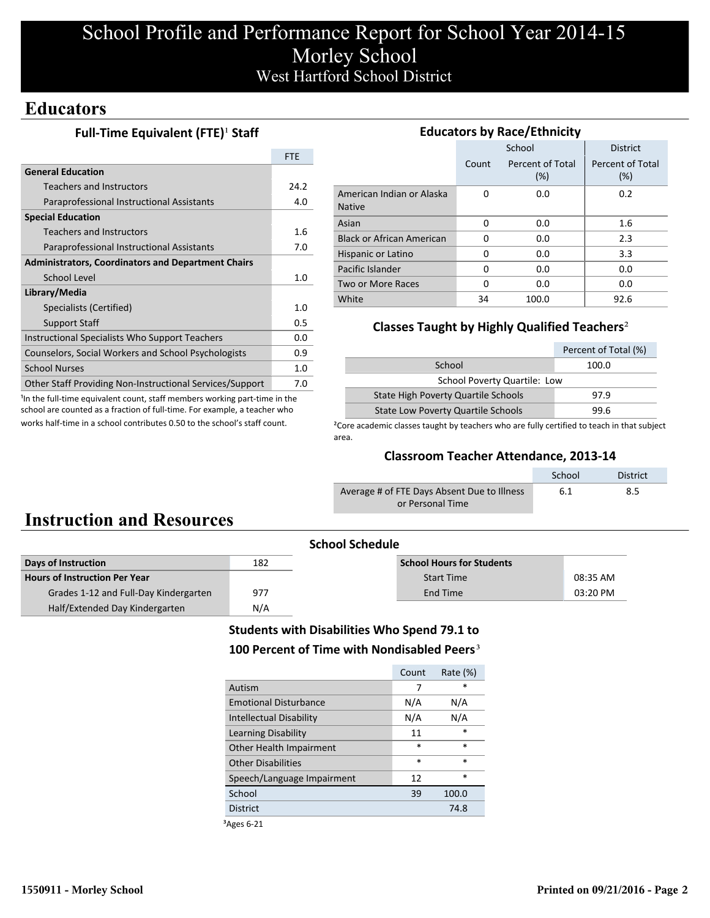# School Profile and Performance Report for School Year 2014-15
# Morley School
## West Hartford School District

## Educators

### Full-Time Equivalent (FTE)[1] Staff

| | FTE |
|---|---|
| **General Education** | |
| Teachers and Instructors | 24.2 |
| Paraprofessional Instructional Assistants | 4.0 |
| **Special Education** | |
| Teachers and Instructors | 1.6 |
| Paraprofessional Instructional Assistants | 7.0 |
| **Administrators, Coordinators and Department Chairs** | |
| School Level | 1.0 |
| **Library/Media** | |
| Specialists (Certified) | 1.0 |
| Support Staff | 0.5 |
| Instructional Specialists Who Support Teachers | 0.0 |
| Counselors, Social Workers and School Psychologists | 0.9 |
| School Nurses | 1.0 |
| Other Staff Providing Non-Instructional Services/Support | 7.0 |

[1]In the full-time equivalent count, staff members working part-time in the school are counted as a fraction of full-time. For example, a teacher who works half-time in a school contributes 0.50 to the school's staff count.

### Educators by Race/Ethnicity

| | School | | District |
|---|---|---|---|
| | Count | Percent of Total (%) | Percent of Total (%) |
| American Indian or Alaska Native | 0 | 0.0 | 0.2 |
| Asian | 0 | 0.0 | 1.6 |
| Black or African American | 0 | 0.0 | 2.3 |
| Hispanic or Latino | 0 | 0.0 | 3.3 |
| Pacific Islander | 0 | 0.0 | 0.0 |
| Two or More Races | 0 | 0.0 | 0.0 |
| White | 34 | 100.0 | 92.6 |

### Classes Taught by Highly Qualified Teachers[2]

| | Percent of Total (%) |
|---|---|
| School | 100.0 |
| School Poverty Quartile: Low | |
| State High Poverty Quartile Schools | 97.9 |
| State Low Poverty Quartile Schools | 99.6 |

[2]Core academic classes taught by teachers who are fully certified to teach in that subject area.

### Classroom Teacher Attendance, 2013-14

| | School | District |
|---|---|---|
| Average # of FTE Days Absent Due to Illness or Personal Time | 6.1 | 8.5 |

## Instruction and Resources

### School Schedule

| Days of Instruction | 182 |
|---|---|
| **Hours of Instruction Per Year** | |
| Grades 1-12 and Full-Day Kindergarten | 977 |
| Half/Extended Day Kindergarten | N/A |

| School Hours for Students | |
|---|---|
| Start Time | 08:35 AM |
| End Time | 03:20 PM |

### Students with Disabilities Who Spend 79.1 to 100 Percent of Time with Nondisabled Peers[3]

| | Count | Rate (%) |
|---|---|---|
| Autism | 7 | * |
| Emotional Disturbance | N/A | N/A |
| Intellectual Disability | N/A | N/A |
| Learning Disability | 11 | * |
| Other Health Impairment | * | * |
| Other Disabilities | * | * |
| Speech/Language Impairment | 12 | * |
| School | 39 | 100.0 |
| District | | 74.8 |

[3]Ages 6-21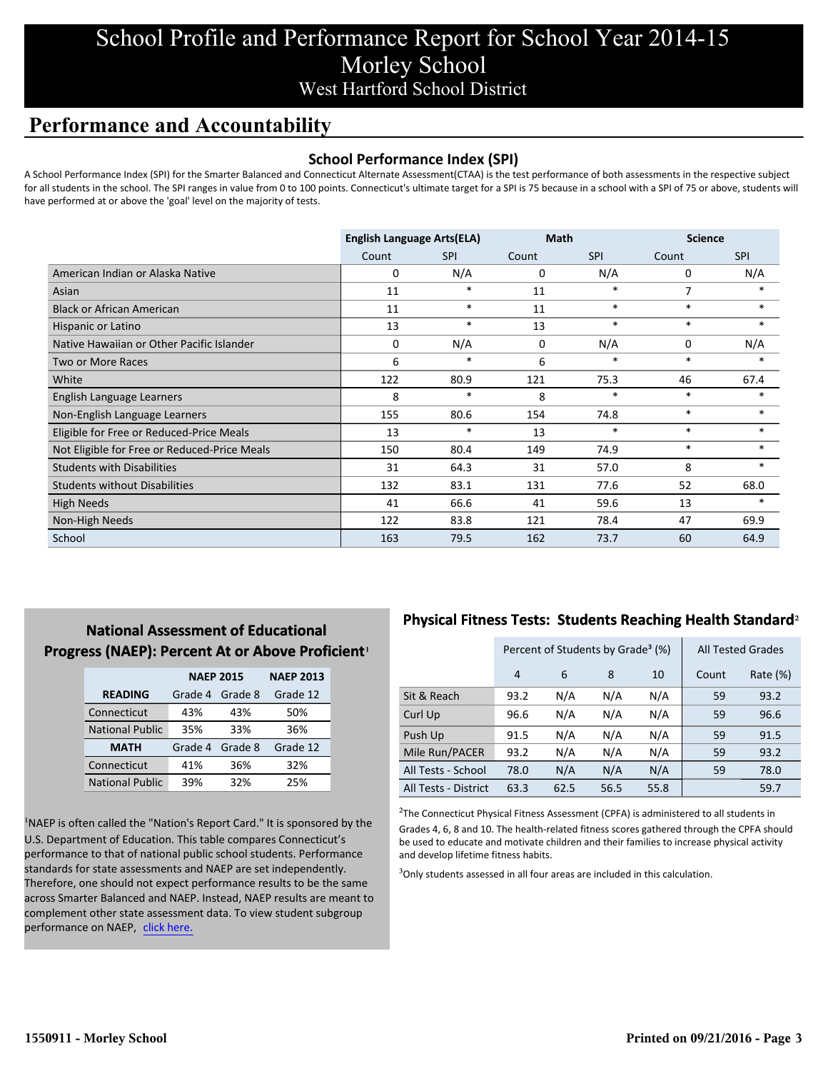# School Profile and Performance Report for School Year 2014-15
# Morley School
## West Hartford School District

## Performance and Accountability

### School Performance Index (SPI)

A School Performance Index (SPI) for the Smarter Balanced and Connecticut Alternate Assessment(CTAA) is the test performance of both assessments in the respective subject for all students in the school. The SPI ranges in value from 0 to 100 points. Connecticut's ultimate target for a SPI is 75 because in a school with a SPI of 75 or above, students will have performed at or above the 'goal' level on the majority of tests.

| | English Language Arts(ELA) | | Math | | Science | |
|---|---|---|---|---|---|---|
| | Count | SPI | Count | SPI | Count | SPI |
| American Indian or Alaska Native | 0 | N/A | 0 | N/A | 0 | N/A |
| Asian | 11 | * | 11 | * | 7 | * |
| Black or African American | 11 | * | 11 | * | * | * |
| Hispanic or Latino | 13 | * | 13 | * | * | * |
| Native Hawaiian or Other Pacific Islander | 0 | N/A | 0 | N/A | 0 | N/A |
| Two or More Races | 6 | * | 6 | * | * | * |
| White | 122 | 80.9 | 121 | 75.3 | 46 | 67.4 |
| English Language Learners | 8 | * | 8 | * | * | * |
| Non-English Language Learners | 155 | 80.6 | 154 | 74.8 | * | * |
| Eligible for Free or Reduced-Price Meals | 13 | * | 13 | * | * | * |
| Not Eligible for Free or Reduced-Price Meals | 150 | 80.4 | 149 | 74.9 | * | * |
| Students with Disabilities | 31 | 64.3 | 31 | 57.0 | 8 | * |
| Students without Disabilities | 132 | 83.1 | 131 | 77.6 | 52 | 68.0 |
| High Needs | 41 | 66.6 | 41 | 59.6 | 13 | * |
| Non-High Needs | 122 | 83.8 | 121 | 78.4 | 47 | 69.9 |
| School | 163 | 79.5 | 162 | 73.7 | 60 | 64.9 |

### National Assessment of Educational Progress (NAEP): Percent At or Above Proficient[1]

| | NAEP 2015 | | NAEP 2013 |
|---|---|---|---|
| **READING** | Grade 4 | Grade 8 | Grade 12 |
| Connecticut | 43% | 43% | 50% |
| National Public | 35% | 33% | 36% |
| **MATH** | Grade 4 | Grade 8 | Grade 12 |
| Connecticut | 41% | 36% | 32% |
| National Public | 39% | 32% | 25% |

[1]NAEP is often called the "Nation's Report Card." It is sponsored by the U.S. Department of Education. This table compares Connecticut's performance to that of national public school students. Performance standards for state assessments and NAEP are set independently. Therefore, one should not expect performance results to be the same across Smarter Balanced and NAEP. Instead, NAEP results are meant to complement other state assessment data. To view student subgroup performance on NAEP, click here.

### Physical Fitness Tests: Students Reaching Health Standard[2]

| | Percent of Students by Grade[3] (%) | | | | All Tested Grades | |
|---|---|---|---|---|---|---|
| | 4 | 6 | 8 | 10 | Count | Rate (%) |
| Sit & Reach | 93.2 | N/A | N/A | N/A | 59 | 93.2 |
| Curl Up | 96.6 | N/A | N/A | N/A | 59 | 96.6 |
| Push Up | 91.5 | N/A | N/A | N/A | 59 | 91.5 |
| Mile Run/PACER | 93.2 | N/A | N/A | N/A | 59 | 93.2 |
| All Tests - School | 78.0 | N/A | N/A | N/A | 59 | 78.0 |
| All Tests - District | 63.3 | 62.5 | 56.5 | 55.8 | | 59.7 |

[2]The Connecticut Physical Fitness Assessment (CPFA) is administered to all students in Grades 4, 6, 8 and 10. The health-related fitness scores gathered through the CPFA should be used to educate and motivate children and their families to increase physical activity and develop lifetime fitness habits.

[3]Only students assessed in all four areas are included in this calculation.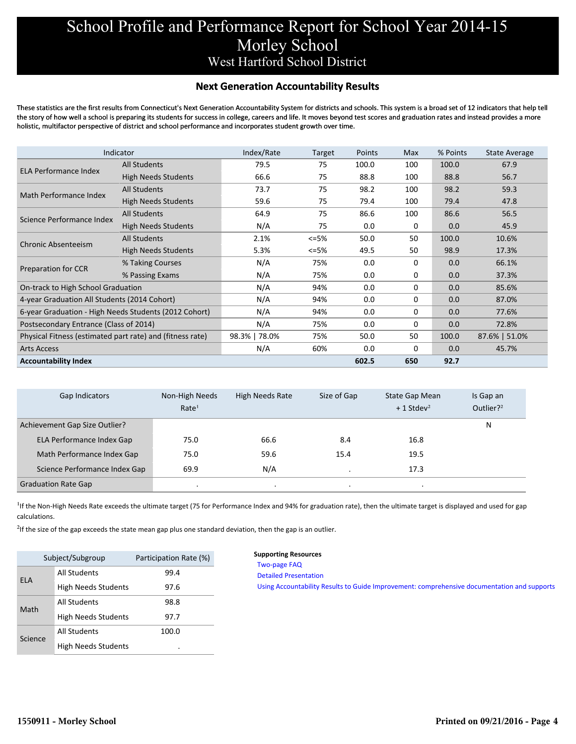# School Profile and Performance Report for School Year 2014-15
# Morley School
## West Hartford School District

### Next Generation Accountability Results

These statistics are the first results from Connecticut's Next Generation Accountability System for districts and schools. This system is a broad set of 12 indicators that help tell the story of how well a school is preparing its students for success in college, careers and life. It moves beyond test scores and graduation rates and instead provides a more holistic, multifactor perspective of district and school performance and incorporates student growth over time.

| Indicator | | Index/Rate | Target | Points | Max | % Points | State Average |
|---|---|---|---|---|---|---|---|
| ELA Performance Index | All Students | 79.5 | 75 | 100.0 | 100 | 100.0 | 67.9 |
| | High Needs Students | 66.6 | 75 | 88.8 | 100 | 88.8 | 56.7 |
| Math Performance Index | All Students | 73.7 | 75 | 98.2 | 100 | 98.2 | 59.3 |
| | High Needs Students | 59.6 | 75 | 79.4 | 100 | 79.4 | 47.8 |
| Science Performance Index | All Students | 64.9 | 75 | 86.6 | 100 | 86.6 | 56.5 |
| | High Needs Students | N/A | 75 | 0.0 | 0 | 0.0 | 45.9 |
| Chronic Absenteeism | All Students | 2.1% | <=5% | 50.0 | 50 | 100.0 | 10.6% |
| | High Needs Students | 5.3% | <=5% | 49.5 | 50 | 98.9 | 17.3% |
| Preparation for CCR | % Taking Courses | N/A | 75% | 0.0 | 0 | 0.0 | 66.1% |
| | % Passing Exams | N/A | 75% | 0.0 | 0 | 0.0 | 37.3% |
| On-track to High School Graduation | | N/A | 94% | 0.0 | 0 | 0.0 | 85.6% |
| 4-year Graduation All Students (2014 Cohort) | | N/A | 94% | 0.0 | 0 | 0.0 | 87.0% |
| 6-year Graduation - High Needs Students (2012 Cohort) | | N/A | 94% | 0.0 | 0 | 0.0 | 77.6% |
| Postsecondary Entrance (Class of 2014) | | N/A | 75% | 0.0 | 0 | 0.0 | 72.8% |
| Physical Fitness (estimated part rate) and (fitness rate) | | 98.3% \| 78.0% | 75% | 50.0 | 50 | 100.0 | 87.6% \| 51.0% |
| Arts Access | | N/A | 60% | 0.0 | 0 | 0.0 | 45.7% |
| **Accountability Index** | | | | **602.5** | **650** | **92.7** | |

| Gap Indicators | Non-High Needs Rate[1] | High Needs Rate | Size of Gap | State Gap Mean + 1 Stdev[2] | Is Gap an Outlier?[2] |
|---|---|---|---|---|---|
| Achievement Gap Size Outlier? | | | | | N |
| ELA Performance Index Gap | 75.0 | 66.6 | 8.4 | 16.8 | |
| Math Performance Index Gap | 75.0 | 59.6 | 15.4 | 19.5 | |
| Science Performance Index Gap | 69.9 | N/A | . | 17.3 | |
| Graduation Rate Gap | . | . | . | . | |

[1]If the Non-High Needs Rate exceeds the ultimate target (75 for Performance Index and 94% for graduation rate), then the ultimate target is displayed and used for gap calculations.

[2]If the size of the gap exceeds the state mean gap plus one standard deviation, then the gap is an outlier.

| Subject/Subgroup | | Participation Rate (%) |
|---|---|---|
| ELA | All Students | 99.4 |
| | High Needs Students | 97.6 |
| Math | All Students | 98.8 |
| | High Needs Students | 97.7 |
| Science | All Students | 100.0 |
| | High Needs Students | . |

**Supporting Resources**

- Two-page FAQ
- Detailed Presentation
- Using Accountability Results to Guide Improvement: comprehensive documentation and supports

1550911 - Morley School